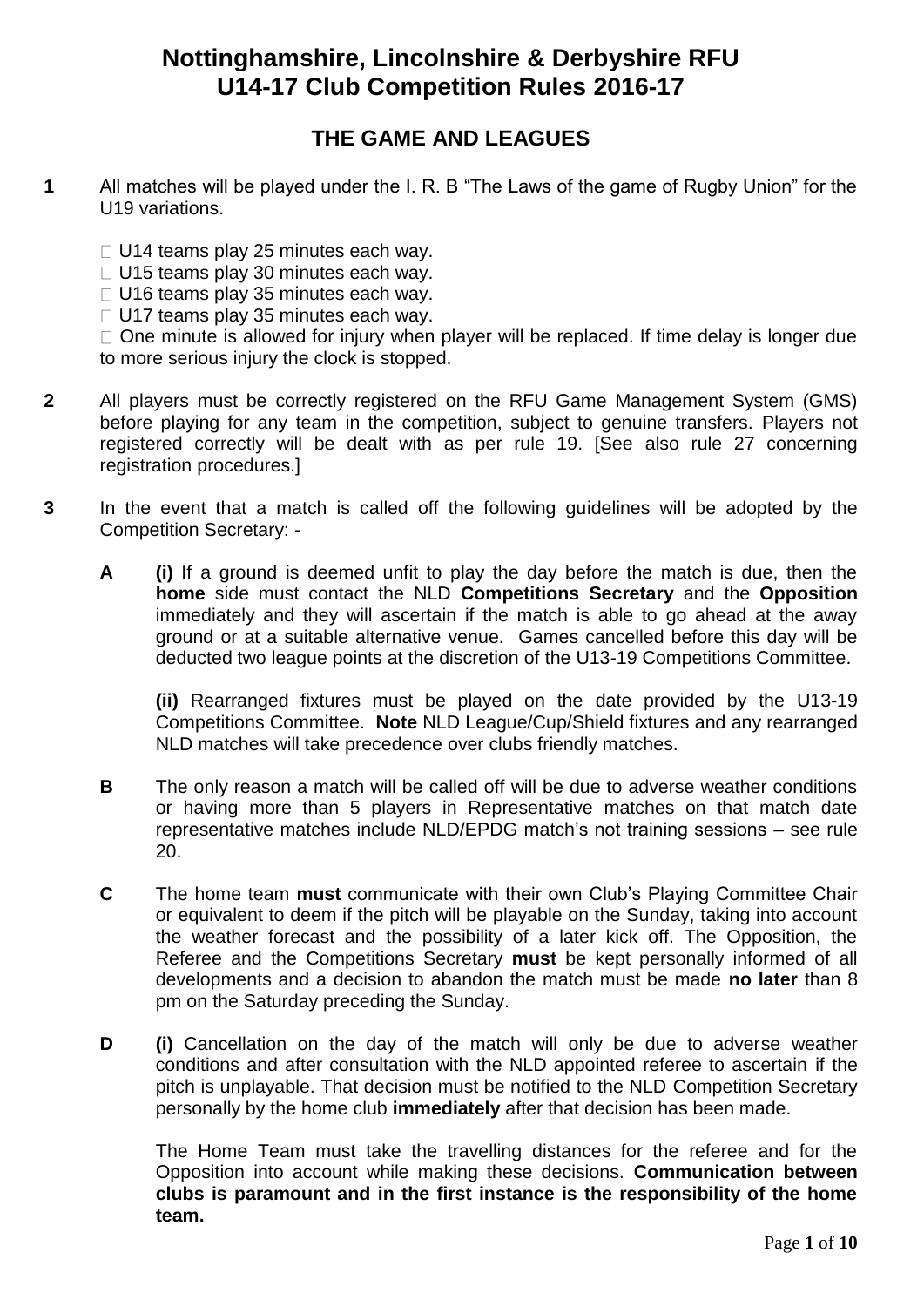# Nottinghamshire, Lincolnshire & Derbyshire RFU U14-17 Club Competition Rules 2016-17

## THE GAME AND LEAGUES

**1** All matches will be played under the I. R. B "The Laws of the game of Rugby Union" for the U19 variations.

- U14 teams play 25 minutes each way.
- U15 teams play 30 minutes each way.
- U16 teams play 35 minutes each way.
- U17 teams play 35 minutes each way.
- One minute is allowed for injury when player will be replaced. If time delay is longer due to more serious injury the clock is stopped.

**2** All players must be correctly registered on the RFU Game Management System (GMS) before playing for any team in the competition, subject to genuine transfers. Players not registered correctly will be dealt with as per rule 19. [See also rule 27 concerning registration procedures.]

**3** In the event that a match is called off the following guidelines will be adopted by the Competition Secretary: -

**A** **(i)** If a ground is deemed unfit to play the day before the match is due, then the **home** side must contact the NLD **Competitions Secretary** and the **Opposition** immediately and they will ascertain if the match is able to go ahead at the away ground or at a suitable alternative venue. Games cancelled before this day will be deducted two league points at the discretion of the U13-19 Competitions Committee.

**(ii)** Rearranged fixtures must be played on the date provided by the U13-19 Competitions Committee. **Note** NLD League/Cup/Shield fixtures and any rearranged NLD matches will take precedence over clubs friendly matches.

**B** The only reason a match will be called off will be due to adverse weather conditions or having more than 5 players in Representative matches on that match date representative matches include NLD/EPDG match's not training sessions – see rule 20.

**C** The home team **must** communicate with their own Club's Playing Committee Chair or equivalent to deem if the pitch will be playable on the Sunday, taking into account the weather forecast and the possibility of a later kick off. The Opposition, the Referee and the Competitions Secretary **must** be kept personally informed of all developments and a decision to abandon the match must be made **no later** than 8 pm on the Saturday preceding the Sunday.

**D** **(i)** Cancellation on the day of the match will only be due to adverse weather conditions and after consultation with the NLD appointed referee to ascertain if the pitch is unplayable. That decision must be notified to the NLD Competition Secretary personally by the home club **immediately** after that decision has been made.

The Home Team must take the travelling distances for the referee and for the Opposition into account while making these decisions. **Communication between clubs is paramount and in the first instance is the responsibility of the home team.**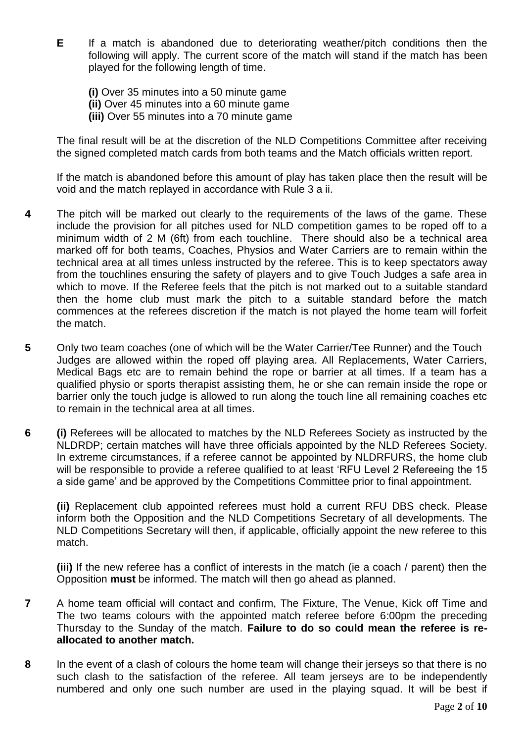**E** If a match is abandoned due to deteriorating weather/pitch conditions then the following will apply. The current score of the match will stand if the match has been played for the following length of time.

**(i)** Over 35 minutes into a 50 minute game
**(ii)** Over 45 minutes into a 60 minute game
**(iii)** Over 55 minutes into a 70 minute game

The final result will be at the discretion of the NLD Competitions Committee after receiving the signed completed match cards from both teams and the Match officials written report.

If the match is abandoned before this amount of play has taken place then the result will be void and the match replayed in accordance with Rule 3 a ii.

**4** The pitch will be marked out clearly to the requirements of the laws of the game. These include the provision for all pitches used for NLD competition games to be roped off to a minimum width of 2 M (6ft) from each touchline. There should also be a technical area marked off for both teams, Coaches, Physios and Water Carriers are to remain within the technical area at all times unless instructed by the referee. This is to keep spectators away from the touchlines ensuring the safety of players and to give Touch Judges a safe area in which to move. If the Referee feels that the pitch is not marked out to a suitable standard then the home club must mark the pitch to a suitable standard before the match commences at the referees discretion if the match is not played the home team will forfeit the match.

**5** Only two team coaches (one of which will be the Water Carrier/Tee Runner) and the Touch Judges are allowed within the roped off playing area. All Replacements, Water Carriers, Medical Bags etc are to remain behind the rope or barrier at all times. If a team has a qualified physio or sports therapist assisting them, he or she can remain inside the rope or barrier only the touch judge is allowed to run along the touch line all remaining coaches etc to remain in the technical area at all times.

**6** **(i)** Referees will be allocated to matches by the NLD Referees Society as instructed by the NLDRDP; certain matches will have three officials appointed by the NLD Referees Society. In extreme circumstances, if a referee cannot be appointed by NLDRFURS, the home club will be responsible to provide a referee qualified to at least 'RFU Level 2 Refereeing the 15 a side game' and be approved by the Competitions Committee prior to final appointment.

**(ii)** Replacement club appointed referees must hold a current RFU DBS check. Please inform both the Opposition and the NLD Competitions Secretary of all developments. The NLD Competitions Secretary will then, if applicable, officially appoint the new referee to this match.

**(iii)** If the new referee has a conflict of interests in the match (ie a coach / parent) then the Opposition **must** be informed. The match will then go ahead as planned.

**7** A home team official will contact and confirm, The Fixture, The Venue, Kick off Time and The two teams colours with the appointed match referee before 6:00pm the preceding Thursday to the Sunday of the match. **Failure to do so could mean the referee is re-allocated to another match.**

**8** In the event of a clash of colours the home team will change their jerseys so that there is no such clash to the satisfaction of the referee. All team jerseys are to be independently numbered and only one such number are used in the playing squad. It will be best if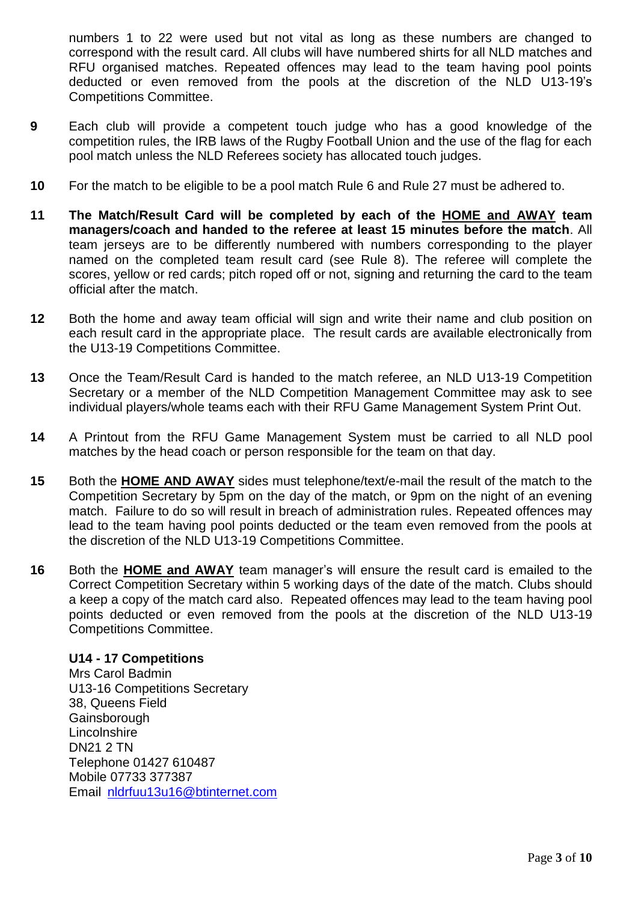numbers 1 to 22 were used but not vital as long as these numbers are changed to correspond with the result card. All clubs will have numbered shirts for all NLD matches and RFU organised matches. Repeated offences may lead to the team having pool points deducted or even removed from the pools at the discretion of the NLD U13-19's Competitions Committee.

**9** Each club will provide a competent touch judge who has a good knowledge of the competition rules, the IRB laws of the Rugby Football Union and the use of the flag for each pool match unless the NLD Referees society has allocated touch judges.

**10** For the match to be eligible to be a pool match Rule 6 and Rule 27 must be adhered to.

**11** **The Match/Result Card will be completed by each of the <u>HOME and AWAY</u> team managers/coach and handed to the referee at least 15 minutes before the match**. All team jerseys are to be differently numbered with numbers corresponding to the player named on the completed team result card (see Rule 8). The referee will complete the scores, yellow or red cards; pitch roped off or not, signing and returning the card to the team official after the match.

**12** Both the home and away team official will sign and write their name and club position on each result card in the appropriate place. The result cards are available electronically from the U13-19 Competitions Committee.

**13** Once the Team/Result Card is handed to the match referee, an NLD U13-19 Competition Secretary or a member of the NLD Competition Management Committee may ask to see individual players/whole teams each with their RFU Game Management System Print Out.

**14** A Printout from the RFU Game Management System must be carried to all NLD pool matches by the head coach or person responsible for the team on that day.

**15** Both the **<u>HOME AND AWAY</u>** sides must telephone/text/e-mail the result of the match to the Competition Secretary by 5pm on the day of the match, or 9pm on the night of an evening match. Failure to do so will result in breach of administration rules. Repeated offences may lead to the team having pool points deducted or the team even removed from the pools at the discretion of the NLD U13-19 Competitions Committee.

**16** Both the **<u>HOME and AWAY</u>** team manager's will ensure the result card is emailed to the Correct Competition Secretary within 5 working days of the date of the match. Clubs should a keep a copy of the match card also. Repeated offences may lead to the team having pool points deducted or even removed from the pools at the discretion of the NLD U13-19 Competitions Committee.

**U14 - 17 Competitions**
Mrs Carol Badmin
U13-16 Competitions Secretary
38, Queens Field
Gainsborough
Lincolnshire
DN21 2 TN
Telephone 01427 610487
Mobile 07733 377387
Email nldrfuu13u16@btinternet.com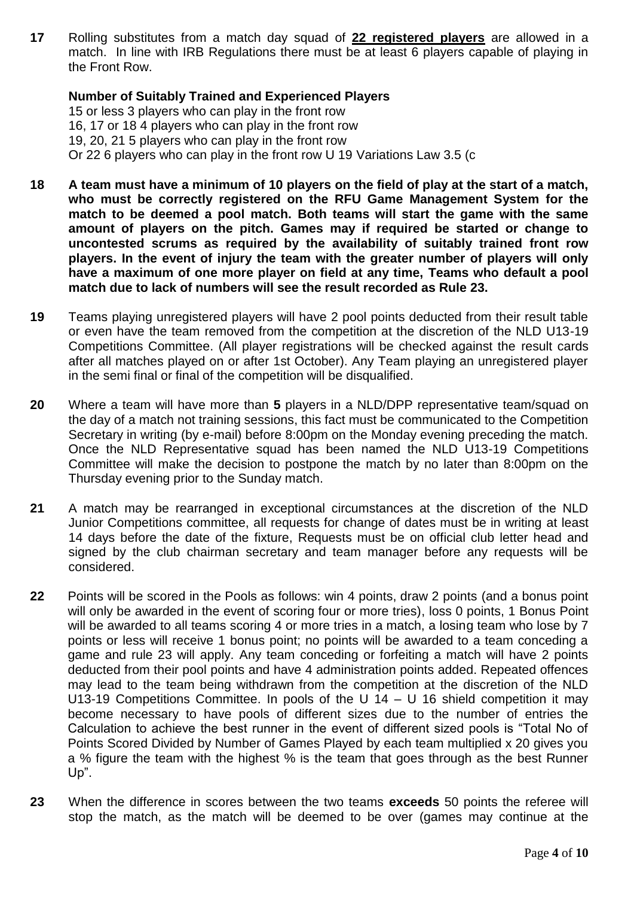**17** Rolling substitutes from a match day squad of **22 registered players** are allowed in a match. In line with IRB Regulations there must be at least 6 players capable of playing in the Front Row.

**Number of Suitably Trained and Experienced Players**

15 or less 3 players who can play in the front row
16, 17 or 18 4 players who can play in the front row
19, 20, 21 5 players who can play in the front row
Or 22 6 players who can play in the front row U 19 Variations Law 3.5 (c

**18** **A team must have a minimum of 10 players on the field of play at the start of a match, who must be correctly registered on the RFU Game Management System for the match to be deemed a pool match. Both teams will start the game with the same amount of players on the pitch. Games may if required be started or change to uncontested scrums as required by the availability of suitably trained front row players. In the event of injury the team with the greater number of players will only have a maximum of one more player on field at any time, Teams who default a pool match due to lack of numbers will see the result recorded as Rule 23.**

**19** Teams playing unregistered players will have 2 pool points deducted from their result table or even have the team removed from the competition at the discretion of the NLD U13-19 Competitions Committee. (All player registrations will be checked against the result cards after all matches played on or after 1st October). Any Team playing an unregistered player in the semi final or final of the competition will be disqualified.

**20** Where a team will have more than **5** players in a NLD/DPP representative team/squad on the day of a match not training sessions, this fact must be communicated to the Competition Secretary in writing (by e-mail) before 8:00pm on the Monday evening preceding the match. Once the NLD Representative squad has been named the NLD U13-19 Competitions Committee will make the decision to postpone the match by no later than 8:00pm on the Thursday evening prior to the Sunday match.

**21** A match may be rearranged in exceptional circumstances at the discretion of the NLD Junior Competitions committee, all requests for change of dates must be in writing at least 14 days before the date of the fixture, Requests must be on official club letter head and signed by the club chairman secretary and team manager before any requests will be considered.

**22** Points will be scored in the Pools as follows: win 4 points, draw 2 points (and a bonus point will only be awarded in the event of scoring four or more tries), loss 0 points, 1 Bonus Point will be awarded to all teams scoring 4 or more tries in a match, a losing team who lose by 7 points or less will receive 1 bonus point; no points will be awarded to a team conceding a game and rule 23 will apply. Any team conceding or forfeiting a match will have 2 points deducted from their pool points and have 4 administration points added. Repeated offences may lead to the team being withdrawn from the competition at the discretion of the NLD U13-19 Competitions Committee. In pools of the U 14 – U 16 shield competition it may become necessary to have pools of different sizes due to the number of entries the Calculation to achieve the best runner in the event of different sized pools is "Total No of Points Scored Divided by Number of Games Played by each team multiplied x 20 gives you a % figure the team with the highest % is the team that goes through as the best Runner Up".

**23** When the difference in scores between the two teams **exceeds** 50 points the referee will stop the match, as the match will be deemed to be over (games may continue at the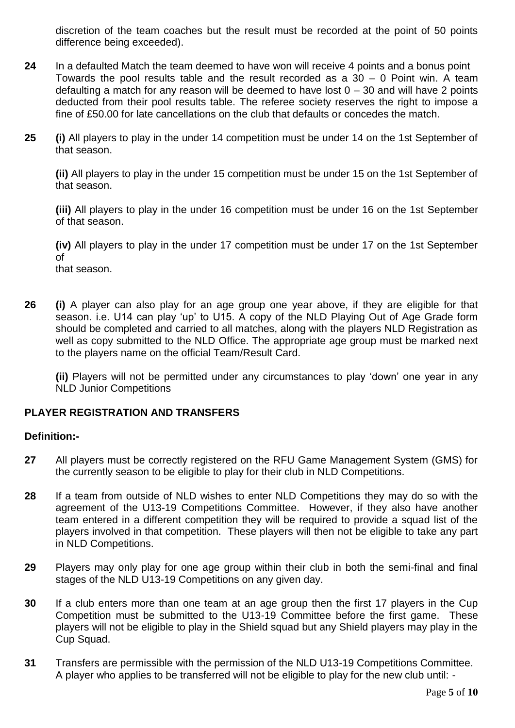discretion of the team coaches but the result must be recorded at the point of 50 points difference being exceeded).

**24** In a defaulted Match the team deemed to have won will receive 4 points and a bonus point Towards the pool results table and the result recorded as a 30 – 0 Point win. A team defaulting a match for any reason will be deemed to have lost 0 – 30 and will have 2 points deducted from their pool results table. The referee society reserves the right to impose a fine of £50.00 for late cancellations on the club that defaults or concedes the match.

**25** **(i)** All players to play in the under 14 competition must be under 14 on the 1st September of that season.

**(ii)** All players to play in the under 15 competition must be under 15 on the 1st September of that season.

**(iii)** All players to play in the under 16 competition must be under 16 on the 1st September of that season.

**(iv)** All players to play in the under 17 competition must be under 17 on the 1st September of
that season.

**26** **(i)** A player can also play for an age group one year above, if they are eligible for that season. i.e. U14 can play 'up' to U15. A copy of the NLD Playing Out of Age Grade form should be completed and carried to all matches, along with the players NLD Registration as well as copy submitted to the NLD Office. The appropriate age group must be marked next to the players name on the official Team/Result Card.

**(ii)** Players will not be permitted under any circumstances to play 'down' one year in any NLD Junior Competitions

## PLAYER REGISTRATION AND TRANSFERS

### Definition:-

**27** All players must be correctly registered on the RFU Game Management System (GMS) for the currently season to be eligible to play for their club in NLD Competitions.

**28** If a team from outside of NLD wishes to enter NLD Competitions they may do so with the agreement of the U13-19 Competitions Committee. However, if they also have another team entered in a different competition they will be required to provide a squad list of the players involved in that competition. These players will then not be eligible to take any part in NLD Competitions.

**29** Players may only play for one age group within their club in both the semi-final and final stages of the NLD U13-19 Competitions on any given day.

**30** If a club enters more than one team at an age group then the first 17 players in the Cup Competition must be submitted to the U13-19 Committee before the first game. These players will not be eligible to play in the Shield squad but any Shield players may play in the Cup Squad.

**31** Transfers are permissible with the permission of the NLD U13-19 Competitions Committee. A player who applies to be transferred will not be eligible to play for the new club until: -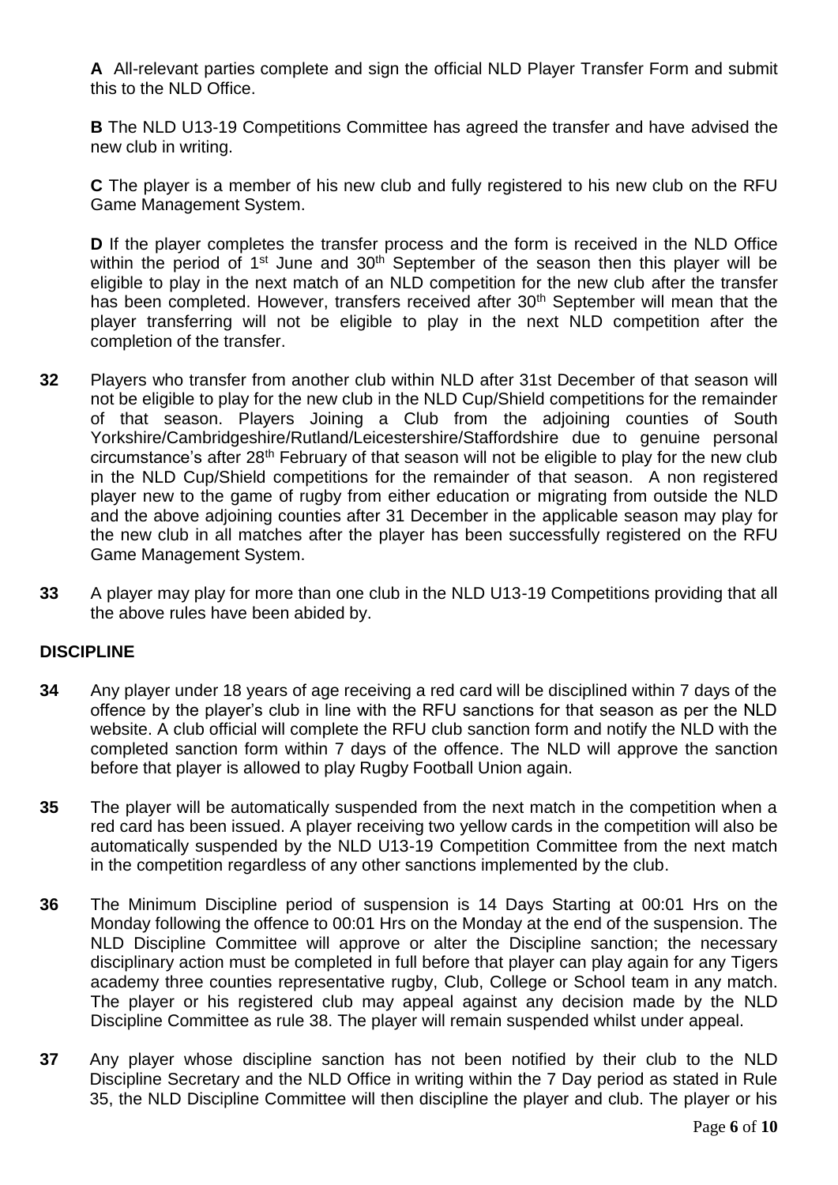**A** All-relevant parties complete and sign the official NLD Player Transfer Form and submit this to the NLD Office.

**B** The NLD U13-19 Competitions Committee has agreed the transfer and have advised the new club in writing.

**C** The player is a member of his new club and fully registered to his new club on the RFU Game Management System.

**D** If the player completes the transfer process and the form is received in the NLD Office within the period of 1st June and 30th September of the season then this player will be eligible to play in the next match of an NLD competition for the new club after the transfer has been completed. However, transfers received after 30th September will mean that the player transferring will not be eligible to play in the next NLD competition after the completion of the transfer.

**32** Players who transfer from another club within NLD after 31st December of that season will not be eligible to play for the new club in the NLD Cup/Shield competitions for the remainder of that season. Players Joining a Club from the adjoining counties of South Yorkshire/Cambridgeshire/Rutland/Leicestershire/Staffordshire due to genuine personal circumstance's after 28th February of that season will not be eligible to play for the new club in the NLD Cup/Shield competitions for the remainder of that season. A non registered player new to the game of rugby from either education or migrating from outside the NLD and the above adjoining counties after 31 December in the applicable season may play for the new club in all matches after the player has been successfully registered on the RFU Game Management System.

**33** A player may play for more than one club in the NLD U13-19 Competitions providing that all the above rules have been abided by.

## DISCIPLINE

**34** Any player under 18 years of age receiving a red card will be disciplined within 7 days of the offence by the player's club in line with the RFU sanctions for that season as per the NLD website. A club official will complete the RFU club sanction form and notify the NLD with the completed sanction form within 7 days of the offence. The NLD will approve the sanction before that player is allowed to play Rugby Football Union again.

**35** The player will be automatically suspended from the next match in the competition when a red card has been issued. A player receiving two yellow cards in the competition will also be automatically suspended by the NLD U13-19 Competition Committee from the next match in the competition regardless of any other sanctions implemented by the club.

**36** The Minimum Discipline period of suspension is 14 Days Starting at 00:01 Hrs on the Monday following the offence to 00:01 Hrs on the Monday at the end of the suspension. The NLD Discipline Committee will approve or alter the Discipline sanction; the necessary disciplinary action must be completed in full before that player can play again for any Tigers academy three counties representative rugby, Club, College or School team in any match. The player or his registered club may appeal against any decision made by the NLD Discipline Committee as rule 38. The player will remain suspended whilst under appeal.

**37** Any player whose discipline sanction has not been notified by their club to the NLD Discipline Secretary and the NLD Office in writing within the 7 Day period as stated in Rule 35, the NLD Discipline Committee will then discipline the player and club. The player or his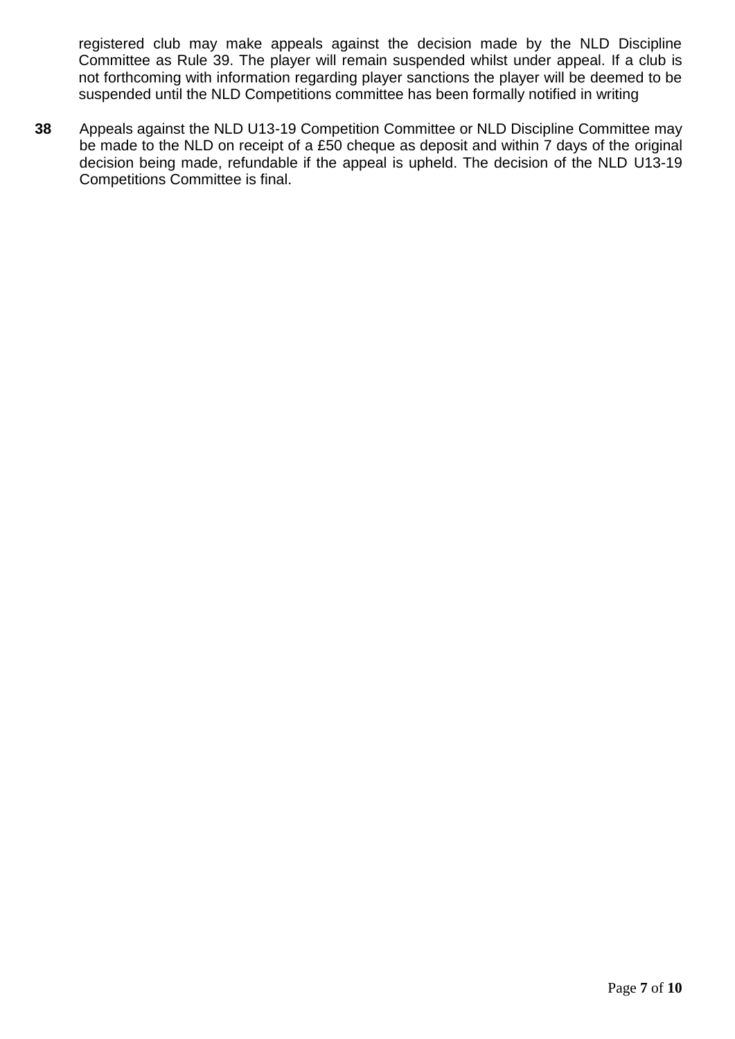registered club may make appeals against the decision made by the NLD Discipline Committee as Rule 39. The player will remain suspended whilst under appeal. If a club is not forthcoming with information regarding player sanctions the player will be deemed to be suspended until the NLD Competitions committee has been formally notified in writing

**38** Appeals against the NLD U13-19 Competition Committee or NLD Discipline Committee may be made to the NLD on receipt of a £50 cheque as deposit and within 7 days of the original decision being made, refundable if the appeal is upheld. The decision of the NLD U13-19 Competitions Committee is final.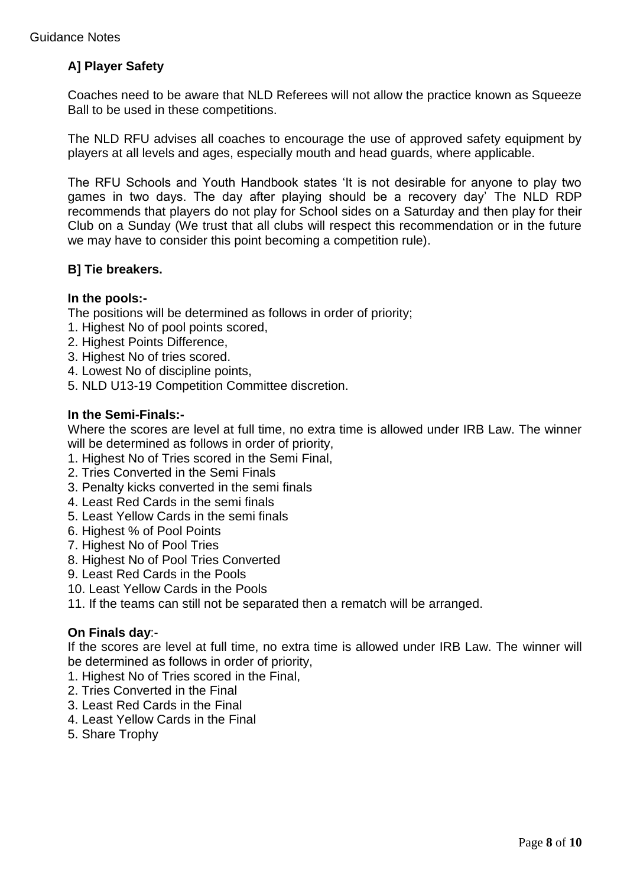Guidance Notes

## A] Player Safety

Coaches need to be aware that NLD Referees will not allow the practice known as Squeeze Ball to be used in these competitions.

The NLD RFU advises all coaches to encourage the use of approved safety equipment by players at all levels and ages, especially mouth and head guards, where applicable.

The RFU Schools and Youth Handbook states 'It is not desirable for anyone to play two games in two days. The day after playing should be a recovery day' The NLD RDP recommends that players do not play for School sides on a Saturday and then play for their Club on a Sunday (We trust that all clubs will respect this recommendation or in the future we may have to consider this point becoming a competition rule).

## B] Tie breakers.

**In the pools:-**

The positions will be determined as follows in order of priority;

1. Highest No of pool points scored,
2. Highest Points Difference,
3. Highest No of tries scored.
4. Lowest No of discipline points,
5. NLD U13-19 Competition Committee discretion.

**In the Semi-Finals:-**

Where the scores are level at full time, no extra time is allowed under IRB Law. The winner will be determined as follows in order of priority,

1. Highest No of Tries scored in the Semi Final,
2. Tries Converted in the Semi Finals
3. Penalty kicks converted in the semi finals
4. Least Red Cards in the semi finals
5. Least Yellow Cards in the semi finals
6. Highest % of Pool Points
7. Highest No of Pool Tries
8. Highest No of Pool Tries Converted
9. Least Red Cards in the Pools
10. Least Yellow Cards in the Pools
11. If the teams can still not be separated then a rematch will be arranged.

**On Finals day**:-

If the scores are level at full time, no extra time is allowed under IRB Law. The winner will be determined as follows in order of priority,

1. Highest No of Tries scored in the Final,
2. Tries Converted in the Final
3. Least Red Cards in the Final
4. Least Yellow Cards in the Final
5. Share Trophy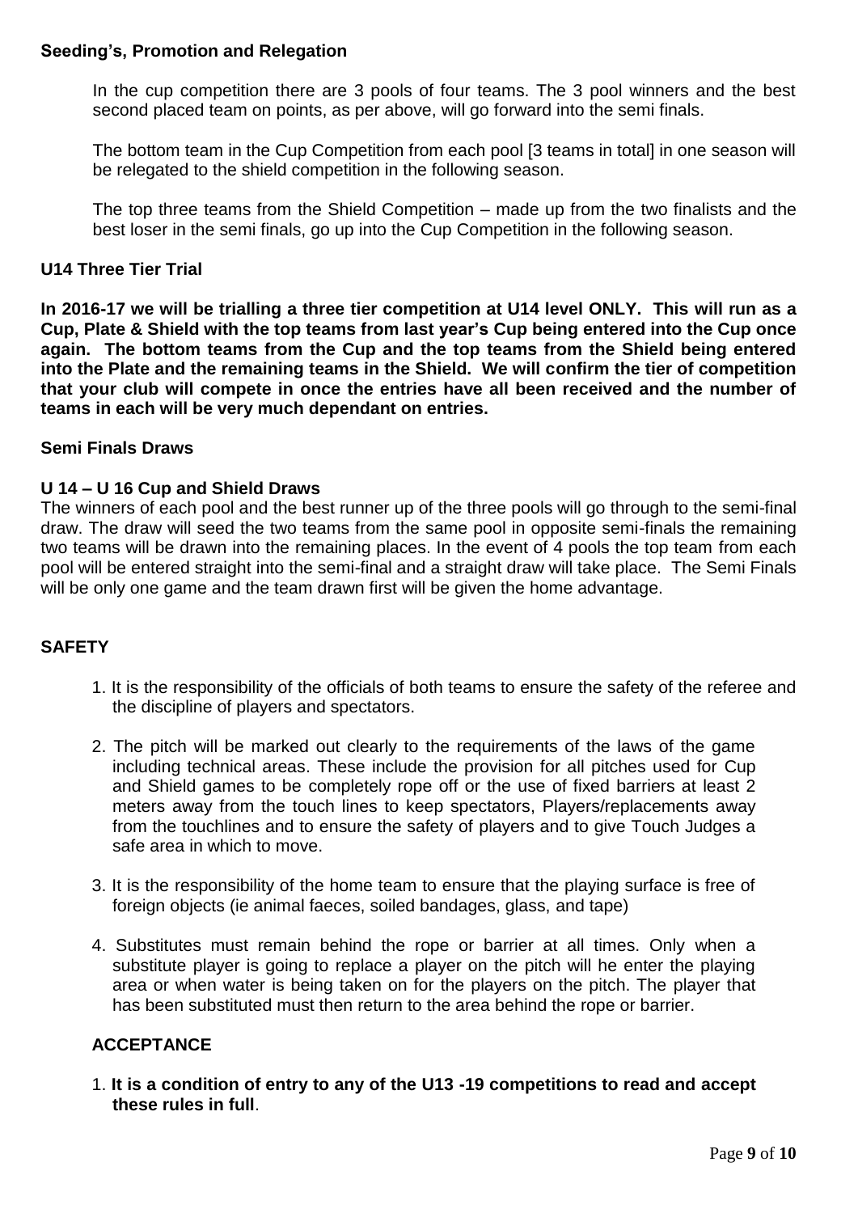**Seeding's, Promotion and Relegation**

In the cup competition there are 3 pools of four teams. The 3 pool winners and the best second placed team on points, as per above, will go forward into the semi finals.

The bottom team in the Cup Competition from each pool [3 teams in total] in one season will be relegated to the shield competition in the following season.

The top three teams from the Shield Competition – made up from the two finalists and the best loser in the semi finals, go up into the Cup Competition in the following season.

**U14 Three Tier Trial**

**In 2016-17 we will be trialling a three tier competition at U14 level ONLY. This will run as a Cup, Plate & Shield with the top teams from last year's Cup being entered into the Cup once again. The bottom teams from the Cup and the top teams from the Shield being entered into the Plate and the remaining teams in the Shield. We will confirm the tier of competition that your club will compete in once the entries have all been received and the number of teams in each will be very much dependant on entries.**

**Semi Finals Draws**

**U 14 – U 16 Cup and Shield Draws**

The winners of each pool and the best runner up of the three pools will go through to the semi-final draw. The draw will seed the two teams from the same pool in opposite semi-finals the remaining two teams will be drawn into the remaining places. In the event of 4 pools the top team from each pool will be entered straight into the semi-final and a straight draw will take place. The Semi Finals will be only one game and the team drawn first will be given the home advantage.

**SAFETY**

1. It is the responsibility of the officials of both teams to ensure the safety of the referee and the discipline of players and spectators.
2. The pitch will be marked out clearly to the requirements of the laws of the game including technical areas. These include the provision for all pitches used for Cup and Shield games to be completely rope off or the use of fixed barriers at least 2 meters away from the touch lines to keep spectators, Players/replacements away from the touchlines and to ensure the safety of players and to give Touch Judges a safe area in which to move.
3. It is the responsibility of the home team to ensure that the playing surface is free of foreign objects (ie animal faeces, soiled bandages, glass, and tape)
4. Substitutes must remain behind the rope or barrier at all times. Only when a substitute player is going to replace a player on the pitch will he enter the playing area or when water is being taken on for the players on the pitch. The player that has been substituted must then return to the area behind the rope or barrier.

**ACCEPTANCE**

1. **It is a condition of entry to any of the U13 -19 competitions to read and accept these rules in full**.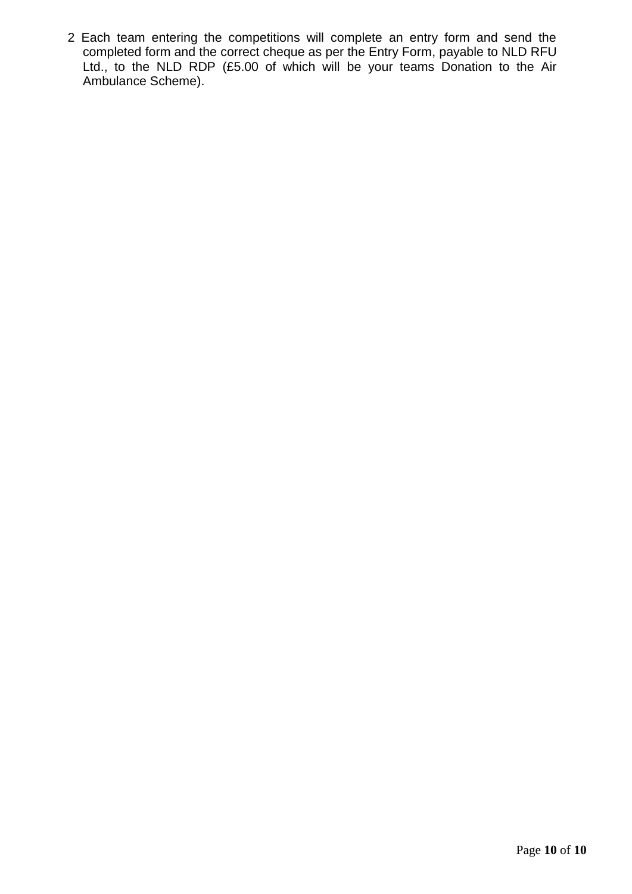2. Each team entering the competitions will complete an entry form and send the completed form and the correct cheque as per the Entry Form, payable to NLD RFU Ltd., to the NLD RDP (£5.00 of which will be your teams Donation to the Air Ambulance Scheme).